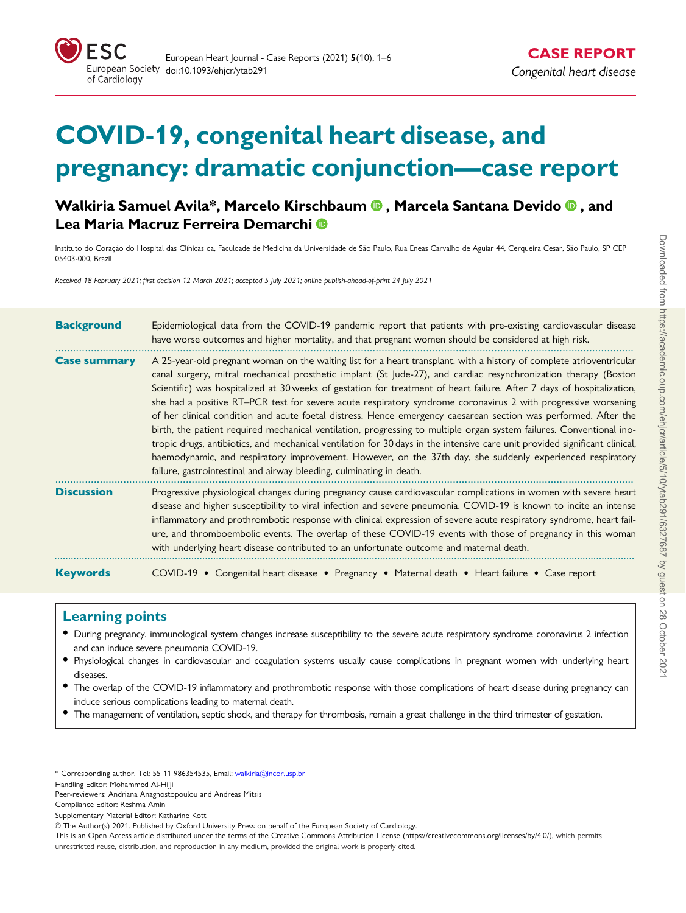CASE REPORT

*Congenital heart disease*

# COVID-19, congenital heart disease, and pregnancy: dramatic conjunction—case report

**Walkiria Samuel Avila\*, Marcelo Kirschbaum, Marcela Santana Devido, and Lea Maria Macruz Ferreira Demarchi**

Instituto do Coração do Hospital das Clínicas da, Faculdade de Medicina da Universidade de São Paulo, Rua Eneas Carvalho de Aguiar 44, Cerqueira Cesar, São Paulo, SP CEP 05403-000, Brazil

*Received 18 February 2021; first decision 12 March 2021; accepted 5 July 2021; online publish-ahead-of-print 24 July 2021*

**Background** Epidemiological data from the COVID-19 pandemic report that patients with pre-existing cardiovascular disease have worse outcomes and higher mortality, and that pregnant women should be considered at high risk.

**Case summary** A 25-year-old pregnant woman on the waiting list for a heart transplant, with a history of complete atrioventricular canal surgery, mitral mechanical prosthetic implant (St Jude-27), and cardiac resynchronization therapy (Boston Scientific) was hospitalized at 30 weeks of gestation for treatment of heart failure. After 7 days of hospitalization, she had a positive RT–PCR test for severe acute respiratory syndrome coronavirus 2 with progressive worsening of her clinical condition and acute foetal distress. Hence emergency caesarean section was performed. After the birth, the patient required mechanical ventilation, progressing to multiple organ system failures. Conventional inotropic drugs, antibiotics, and mechanical ventilation for 30 days in the intensive care unit provided significant clinical, haemodynamic, and respiratory improvement. However, on the 37th day, she suddenly experienced respiratory failure, gastrointestinal and airway bleeding, culminating in death.

**Discussion** Progressive physiological changes during pregnancy cause cardiovascular complications in women with severe heart disease and higher susceptibility to viral infection and severe pneumonia. COVID-19 is known to incite an intense inflammatory and prothrombotic response with clinical expression of severe acute respiratory syndrome, heart failure, and thromboembolic events. The overlap of these COVID-19 events with those of pregnancy in this woman with underlying heart disease contributed to an unfortunate outcome and maternal death.

**Keywords** COVID-19 • Congenital heart disease • Pregnancy • Maternal death • Heart failure • Case report

## Learning points

- During pregnancy, immunological system changes increase susceptibility to the severe acute respiratory syndrome coronavirus 2 infection and can induce severe pneumonia COVID-19.
- Physiological changes in cardiovascular and coagulation systems usually cause complications in pregnant women with underlying heart diseases.
- The overlap of the COVID-19 inflammatory and prothrombotic response with those complications of heart disease during pregnancy can induce serious complications leading to maternal death.
- The management of ventilation, septic shock, and therapy for thrombosis, remain a great challenge in the third trimester of gestation.

---

\* Corresponding author. Tel: 55 11 986354535, Email: walkiria@incor.usp.br

Handling Editor: Mohammed Al-Hijji

Peer-reviewers: Andriana Anagnostopoulou and Andreas Mitsis

Compliance Editor: Reshma Amin

Supplementary Material Editor: Katharine Kott

© The Author(s) 2021. Published by Oxford University Press on behalf of the European Society of Cardiology.

This is an Open Access article distributed under the terms of the Creative Commons Attribution License (https://creativecommons.org/licenses/by/4.0/), which permits unrestricted reuse, distribution, and reproduction in any medium, provided the original work is properly cited.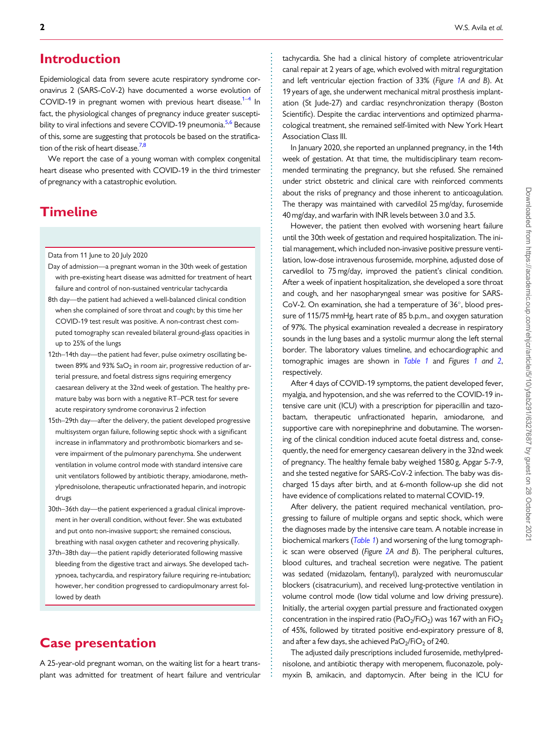## Introduction

Epidemiological data from severe acute respiratory syndrome coronavirus 2 (SARS-CoV-2) have documented a worse evolution of COVID-19 in pregnant women with previous heart disease.[1–4] In fact, the physiological changes of pregnancy induce greater susceptibility to viral infections and severe COVID-19 pneumonia.[5,6] Because of this, some are suggesting that protocols be based on the stratification of the risk of heart disease.[7,8]

We report the case of a young woman with complex congenital heart disease who presented with COVID-19 in the third trimester of pregnancy with a catastrophic evolution.

## Timeline

Data from 11 June to 20 July 2020

- Day of admission—a pregnant woman in the 30th week of gestation with pre-existing heart disease was admitted for treatment of heart failure and control of non-sustained ventricular tachycardia
- 8th day—the patient had achieved a well-balanced clinical condition when she complained of sore throat and cough; by this time her COVID-19 test result was positive. A non-contrast chest computed tomography scan revealed bilateral ground-glass opacities in up to 25% of the lungs
- 12th–14th day—the patient had fever, pulse oximetry oscillating between 89% and 93% $SaO_2$ in room air, progressive reduction of arterial pressure, and foetal distress signs requiring emergency caesarean delivery at the 32nd week of gestation. The healthy premature baby was born with a negative RT–PCR test for severe acute respiratory syndrome coronavirus 2 infection
- 15th–29th day—after the delivery, the patient developed progressive multisystem organ failure, following septic shock with a significant increase in inflammatory and prothrombotic biomarkers and severe impairment of the pulmonary parenchyma. She underwent ventilation in volume control mode with standard intensive care unit ventilators followed by antibiotic therapy, amiodarone, methylprednisolone, therapeutic unfractionated heparin, and inotropic drugs
- 30th–36th day—the patient experienced a gradual clinical improvement in her overall condition, without fever. She was extubated and put onto non-invasive support; she remained conscious, breathing with nasal oxygen catheter and recovering physically.
- 37th–38th day—the patient rapidly deteriorated following massive bleeding from the digestive tract and airways. She developed tachypnoea, tachycardia, and respiratory failure requiring re-intubation; however, her condition progressed to cardiopulmonary arrest followed by death

## Case presentation

A 25-year-old pregnant woman, on the waiting list for a heart transplant was admitted for treatment of heart failure and ventricular tachycardia. She had a clinical history of complete atrioventricular canal repair at 2 years of age, which evolved with mitral regurgitation and left ventricular ejection fraction of 33% (*Figure 1A and B*). At 19 years of age, she underwent mechanical mitral prosthesis implantation (St Jude-27) and cardiac resynchronization therapy (Boston Scientific). Despite the cardiac interventions and optimized pharmacological treatment, she remained self-limited with New York Heart Association Class III.

In January 2020, she reported an unplanned pregnancy, in the 14th week of gestation. At that time, the multidisciplinary team recommended terminating the pregnancy, but she refused. She remained under strict obstetric and clinical care with reinforced comments about the risks of pregnancy and those inherent to anticoagulation. The therapy was maintained with carvedilol 25 mg/day, furosemide 40 mg/day, and warfarin with INR levels between 3.0 and 3.5.

However, the patient then evolved with worsening heart failure until the 30th week of gestation and required hospitalization. The initial management, which included non-invasive positive pressure ventilation, low-dose intravenous furosemide, morphine, adjusted dose of carvedilol to 75 mg/day, improved the patient's clinical condition. After a week of inpatient hospitalization, she developed a sore throat and cough, and her nasopharyngeal smear was positive for SARS-CoV-2. On examination, she had a temperature of 36°, blood pressure of 115/75 mmHg, heart rate of 85 b.p.m., and oxygen saturation of 97%. The physical examination revealed a decrease in respiratory sounds in the lung bases and a systolic murmur along the left sternal border. The laboratory values timeline, and echocardiographic and tomographic images are shown in *Table 1* and *Figures 1 and 2*, respectively.

After 4 days of COVID-19 symptoms, the patient developed fever, myalgia, and hypotension, and she was referred to the COVID-19 intensive care unit (ICU) with a prescription for piperacillin and tazobactam, therapeutic unfractionated heparin, amiodarone, and supportive care with norepinephrine and dobutamine. The worsening of the clinical condition induced acute foetal distress and, consequently, the need for emergency caesarean delivery in the 32nd week of pregnancy. The healthy female baby weighed 1580 g, Apgar 5-7-9, and she tested negative for SARS-CoV-2 infection. The baby was discharged 15 days after birth, and at 6-month follow-up she did not have evidence of complications related to maternal COVID-19.

After delivery, the patient required mechanical ventilation, progressing to failure of multiple organs and septic shock, which were the diagnoses made by the intensive care team. A notable increase in biochemical markers (*Table 1*) and worsening of the lung tomographic scan were observed (*Figure 2A and B*). The peripheral cultures, blood cultures, and tracheal secretion were negative. The patient was sedated (midazolam, fentanyl), paralyzed with neuromuscular blockers (cisatracurium), and received lung-protective ventilation in volume control mode (low tidal volume and low driving pressure). Initially, the arterial oxygen partial pressure and fractionated oxygen concentration in the inspired ratio ($PaO_2/FiO_2$) was 167 with an $FiO_2$ of 45%, followed by titrated positive end-expiratory pressure of 8, and after a few days, she achieved $PaO_2/FiO_2$ of 240.

The adjusted daily prescriptions included furosemide, methylprednisolone, and antibiotic therapy with meropenem, fluconazole, polymyxin B, amikacin, and daptomycin. After being in the ICU for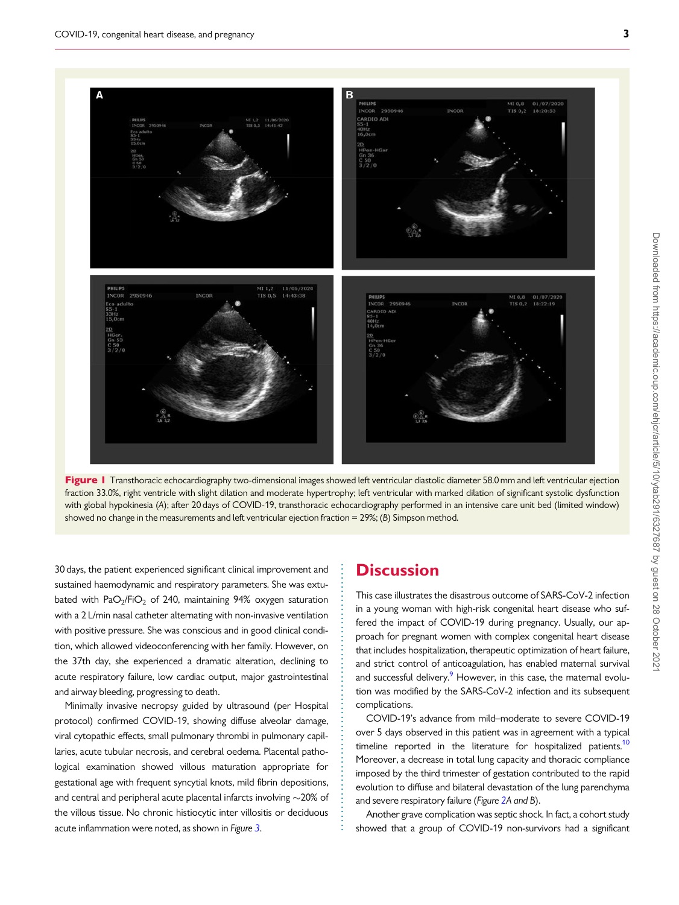Figure 1 Transthoracic echocardiography two-dimensional images showed left ventricular diastolic diameter 58.0 mm and left ventricular ejection fraction 33.0%, right ventricle with slight dilation and moderate hypertrophy; left ventricular with marked dilation of significant systolic dysfunction with global hypokinesia (*A*); after 20 days of COVID-19, transthoracic echocardiography performed in an intensive care unit bed (limited window) showed no change in the measurements and left ventricular ejection fraction = 29%; (*B*) Simpson method.

30 days, the patient experienced significant clinical improvement and sustained haemodynamic and respiratory parameters. She was extubated with $PaO_2/FiO_2$ of 240, maintaining 94% oxygen saturation with a 2 L/min nasal catheter alternating with non-invasive ventilation with positive pressure. She was conscious and in good clinical condition, which allowed videoconferencing with her family. However, on the 37th day, she experienced a dramatic alteration, declining to acute respiratory failure, low cardiac output, major gastrointestinal and airway bleeding, progressing to death.

Minimally invasive necropsy guided by ultrasound (per Hospital protocol) confirmed COVID-19, showing diffuse alveolar damage, viral cytopathic effects, small pulmonary thrombi in pulmonary capillaries, acute tubular necrosis, and cerebral oedema. Placental pathological examination showed villous maturation appropriate for gestational age with frequent syncytial knots, mild fibrin depositions, and central and peripheral acute placental infarcts involving ~20% of the villous tissue. No chronic histiocytic inter villositis or deciduous acute inflammation were noted, as shown in *Figure 3*.

## Discussion

This case illustrates the disastrous outcome of SARS-CoV-2 infection in a young woman with high-risk congenital heart disease who suffered the impact of COVID-19 during pregnancy. Usually, our approach for pregnant women with complex congenital heart disease that includes hospitalization, therapeutic optimization of heart failure, and strict control of anticoagulation, has enabled maternal survival and successful delivery.[9] However, in this case, the maternal evolution was modified by the SARS-CoV-2 infection and its subsequent complications.

COVID-19's advance from mild–moderate to severe COVID-19 over 5 days observed in this patient was in agreement with a typical timeline reported in the literature for hospitalized patients.[10] Moreover, a decrease in total lung capacity and thoracic compliance imposed by the third trimester of gestation contributed to the rapid evolution to diffuse and bilateral devastation of the lung parenchyma and severe respiratory failure (*Figure 2A and B*).

Another grave complication was septic shock. In fact, a cohort study showed that a group of COVID-19 non-survivors had a significant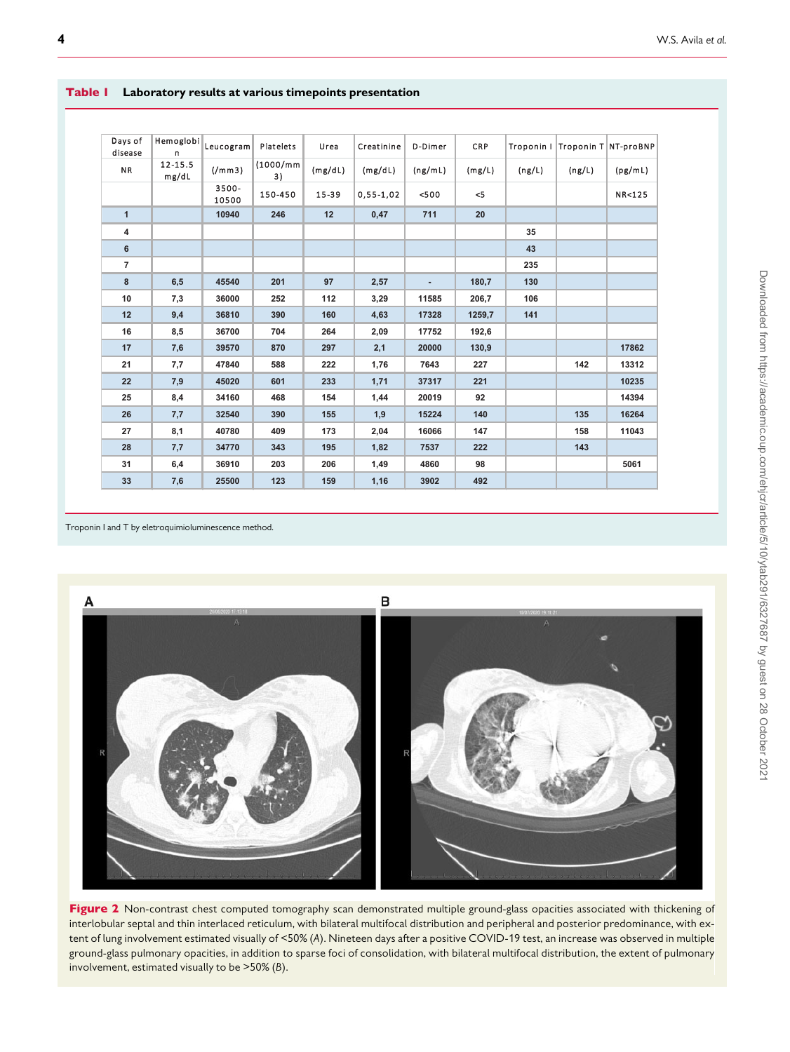**Table 1** Laboratory results at various timepoints presentation

| Days of disease | Hemoglobin | Leucogram | Platelets | Urea | Creatinine | D-Dimer | CRP | Troponin I | Troponin T | NT-proBNP |
|---|---|---|---|---|---|---|---|---|---|---|
| NR | 12-15.5 mg/dL | (/mm3) | (1000/mm3) | (mg/dL) | (mg/dL) | (ng/mL) | (mg/L) | (ng/L) | (ng/L) | (pg/mL) |
| | | 3500-10500 | 150-450 | 15-39 | 0,55-1,02 | <500 | <5 | | | NR<125 |
| 1 | | 10940 | 246 | 12 | 0,47 | 711 | 20 | | | |
| 4 | | | | | | | | 35 | | |
| 6 | | | | | | | | 43 | | |
| 7 | | | | | | | | 235 | | |
| 8 | 6,5 | 45540 | 201 | 97 | 2,57 | - | 180,7 | 130 | | |
| 10 | 7,3 | 36000 | 252 | 112 | 3,29 | 11585 | 206,7 | 106 | | |
| 12 | 9,4 | 36810 | 390 | 160 | 4,63 | 17328 | 1259,7 | 141 | | |
| 16 | 8,5 | 36700 | 704 | 264 | 2,09 | 17752 | 192,6 | | | |
| 17 | 7,6 | 39570 | 870 | 297 | 2,1 | 20000 | 130,9 | | | 17862 |
| 21 | 7,7 | 47840 | 588 | 222 | 1,76 | 7643 | 227 | | 142 | 13312 |
| 22 | 7,9 | 45020 | 601 | 233 | 1,71 | 37317 | 221 | | | 10235 |
| 25 | 8,4 | 34160 | 468 | 154 | 1,44 | 20019 | 92 | | | 14394 |
| 26 | 7,7 | 32540 | 390 | 155 | 1,9 | 15224 | 140 | | 135 | 16264 |
| 27 | 8,1 | 40780 | 409 | 173 | 2,04 | 16066 | 147 | | 158 | 11043 |
| 28 | 7,7 | 34770 | 343 | 195 | 1,82 | 7537 | 222 | | 143 | |
| 31 | 6,4 | 36910 | 203 | 206 | 1,49 | 4860 | 98 | | | 5061 |
| 33 | 7,6 | 25500 | 123 | 159 | 1,16 | 3902 | 492 | | | |

Troponin I and T by eletroquimioluminescence method.

**Figure 2** Non-contrast chest computed tomography scan demonstrated multiple ground-glass opacities associated with thickening of interlobular septal and thin interlaced reticulum, with bilateral multifocal distribution and peripheral and posterior predominance, with extent of lung involvement estimated visually of <50% (*A*). Nineteen days after a positive COVID-19 test, an increase was observed in multiple ground-glass pulmonary opacities, in addition to sparse foci of consolidation, with bilateral multifocal distribution, the extent of pulmonary involvement, estimated visually to be >50% (*B*).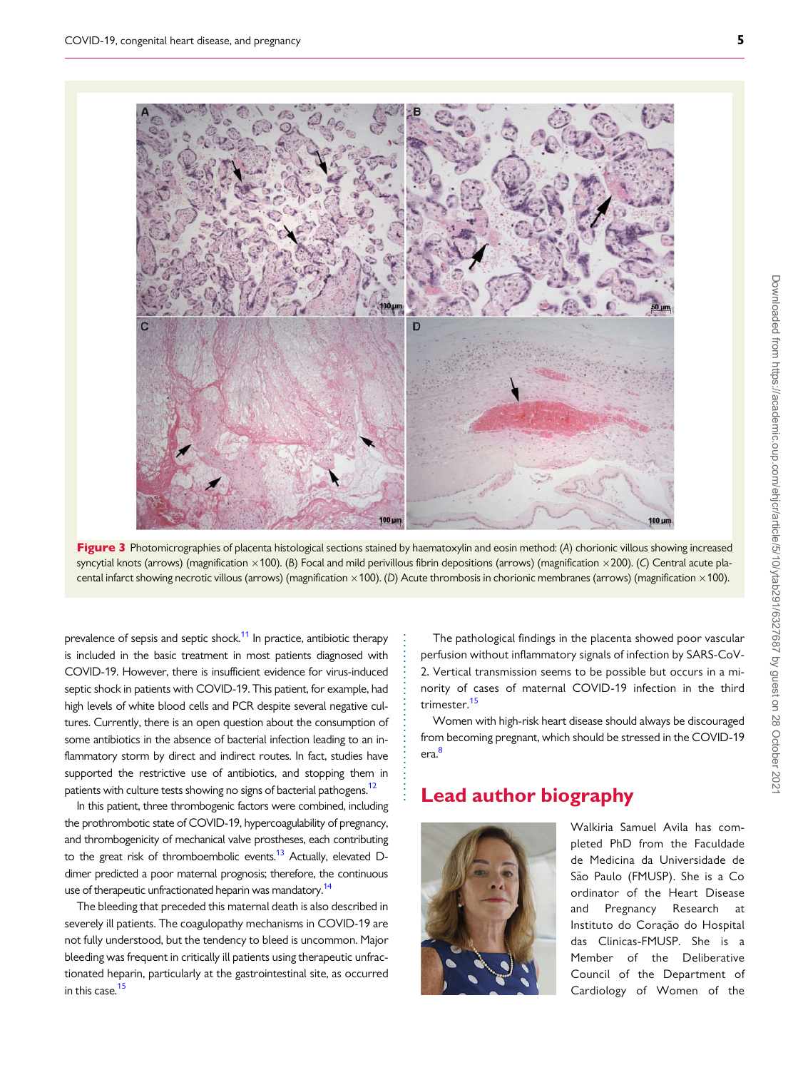**Figure 3** Photomicrographies of placenta histological sections stained by haematoxylin and eosin method: (*A*) chorionic villous showing increased syncytial knots (arrows) (magnification ×100). (*B*) Focal and mild perivillous fibrin depositions (arrows) (magnification ×200). (*C*) Central acute placental infarct showing necrotic villous (arrows) (magnification ×100). (*D*) Acute thrombosis in chorionic membranes (arrows) (magnification ×100).

prevalence of sepsis and septic shock.[11] In practice, antibiotic therapy is included in the basic treatment in most patients diagnosed with COVID-19. However, there is insufficient evidence for virus-induced septic shock in patients with COVID-19. This patient, for example, had high levels of white blood cells and PCR despite several negative cultures. Currently, there is an open question about the consumption of some antibiotics in the absence of bacterial infection leading to an inflammatory storm by direct and indirect routes. In fact, studies have supported the restrictive use of antibiotics, and stopping them in patients with culture tests showing no signs of bacterial pathogens.[12]

In this patient, three thrombogenic factors were combined, including the prothrombotic state of COVID-19, hypercoagulability of pregnancy, and thrombogenicity of mechanical valve prostheses, each contributing to the great risk of thromboembolic events.[13] Actually, elevated D-dimer predicted a poor maternal prognosis; therefore, the continuous use of therapeutic unfractionated heparin was mandatory.[14]

The bleeding that preceded this maternal death is also described in severely ill patients. The coagulopathy mechanisms in COVID-19 are not fully understood, but the tendency to bleed is uncommon. Major bleeding was frequent in critically ill patients using therapeutic unfractionated heparin, particularly at the gastrointestinal site, as occurred in this case.[15]

The pathological findings in the placenta showed poor vascular perfusion without inflammatory signals of infection by SARS-CoV-2. Vertical transmission seems to be possible but occurs in a minority of cases of maternal COVID-19 infection in the third trimester.[15]

Women with high-risk heart disease should always be discouraged from becoming pregnant, which should be stressed in the COVID-19 era.[8]

## Lead author biography

Walkiria Samuel Avila has completed PhD from the Faculdade de Medicina da Universidade de São Paulo (FMUSP). She is a Coordinator of the Heart Disease and Pregnancy Research at Instituto do Coração do Hospital das Clinicas-FMUSP. She is a Member of the Deliberative Council of the Department of Cardiology of Women of the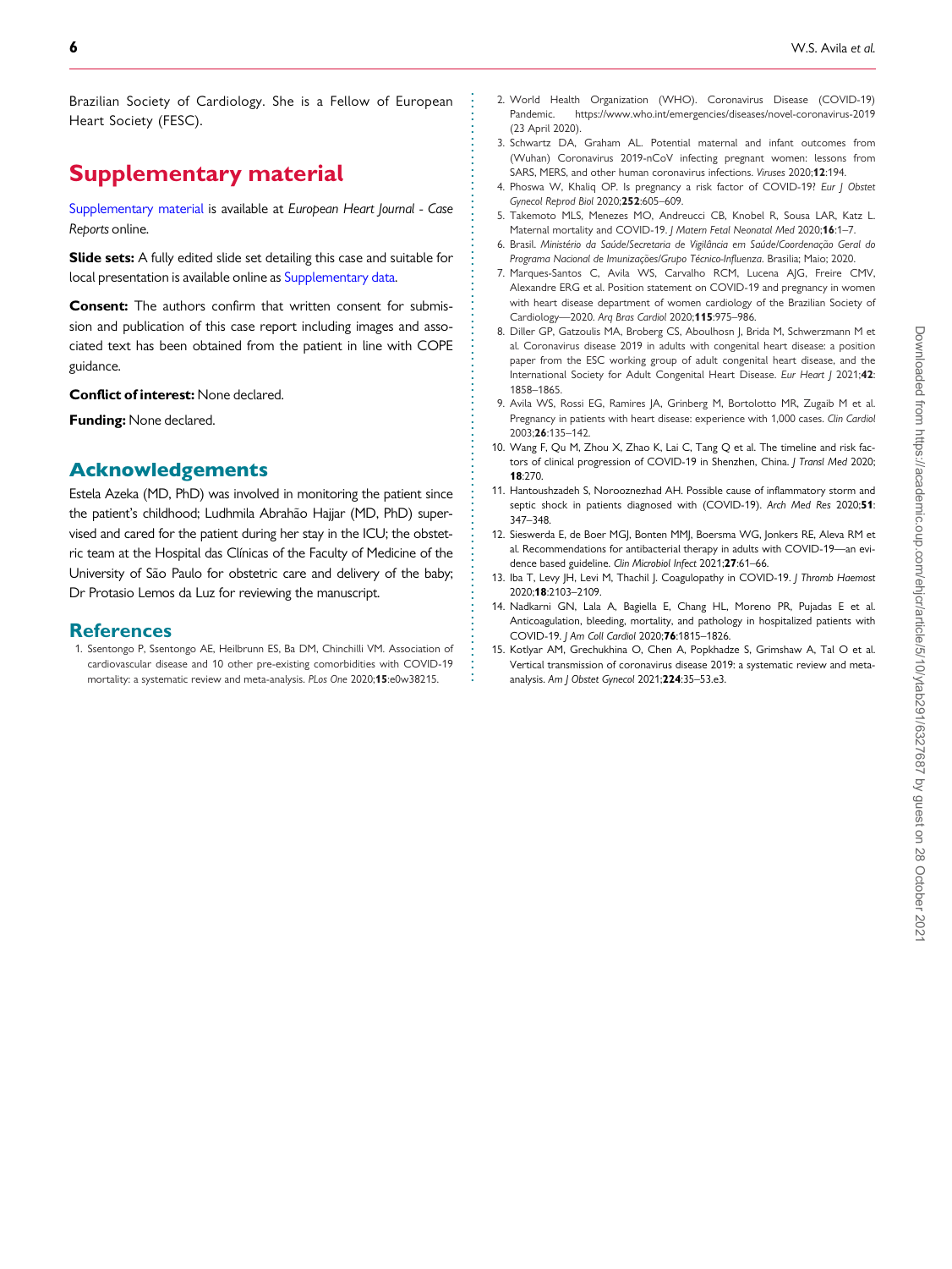Brazilian Society of Cardiology. She is a Fellow of European Heart Society (FESC).

## Supplementary material

Supplementary material is available at *European Heart Journal - Case Reports* online.

**Slide sets:** A fully edited slide set detailing this case and suitable for local presentation is available online as Supplementary data.

**Consent:** The authors confirm that written consent for submission and publication of this case report including images and associated text has been obtained from the patient in line with COPE guidance.

**Conflict of interest:** None declared.

**Funding:** None declared.

## Acknowledgements

Estela Azeka (MD, PhD) was involved in monitoring the patient since the patient's childhood; Ludhmila Abrahão Hajjar (MD, PhD) supervised and cared for the patient during her stay in the ICU; the obstetric team at the Hospital das Clínicas of the Faculty of Medicine of the University of São Paulo for obstetric care and delivery of the baby; Dr Protasio Lemos da Luz for reviewing the manuscript.

## References

1. Ssentongo P, Ssentongo AE, Heilbrunn ES, Ba DM, Chinchilli VM. Association of cardiovascular disease and 10 other pre-existing comorbidities with COVID-19 mortality: a systematic review and meta-analysis. *PLos One* 2020;**15**:e0w38215.
2. World Health Organization (WHO). Coronavirus Disease (COVID-19) Pandemic. https://www.who.int/emergencies/diseases/novel-coronavirus-2019 (23 April 2020).
3. Schwartz DA, Graham AL. Potential maternal and infant outcomes from (Wuhan) Coronavirus 2019-nCoV infecting pregnant women: lessons from SARS, MERS, and other human coronavirus infections. *Viruses* 2020;**12**:194.
4. Phoswa W, Khaliq OP. Is pregnancy a risk factor of COVID-19? *Eur J Obstet Gynecol Reprod Biol* 2020;**252**:605–609.
5. Takemoto MLS, Menezes MO, Andreucci CB, Knobel R, Sousa LAR, Katz L. Maternal mortality and COVID-19. *J Matern Fetal Neonatal Med* 2020;**16**:1–7.
6. Brasil. *Ministério da Saúde/Secretaria de Vigilância em Saúde/Coordenação Geral do Programa Nacional de Imunizações/Grupo Técnico-Influenza*. Brasilia; Maio; 2020.
7. Marques-Santos C, Avila WS, Carvalho RCM, Lucena AJG, Freire CMV, Alexandre ERG et al. Position statement on COVID-19 and pregnancy in women with heart disease department of women cardiology of the Brazilian Society of Cardiology—2020. *Arq Bras Cardiol* 2020;**115**:975–986.
8. Diller GP, Gatzoulis MA, Broberg CS, Aboulhosn J, Brida M, Schwerzmann M et al. Coronavirus disease 2019 in adults with congenital heart disease: a position paper from the ESC working group of adult congenital heart disease, and the International Society for Adult Congenital Heart Disease. *Eur Heart J* 2021;**42**:1858–1865.
9. Avila WS, Rossi EG, Ramires JA, Grinberg M, Bortolotto MR, Zugaib M et al. Pregnancy in patients with heart disease: experience with 1,000 cases. *Clin Cardiol* 2003;**26**:135–142.
10. Wang F, Qu M, Zhou X, Zhao K, Lai C, Tang Q et al. The timeline and risk factors of clinical progression of COVID-19 in Shenzhen, China. *J Transl Med* 2020;**18**:270.
11. Hantoushzadeh S, Norooznezhad AH. Possible cause of inflammatory storm and septic shock in patients diagnosed with (COVID-19). *Arch Med Res* 2020;**51**:347–348.
12. Sieswerda E, de Boer MGJ, Bonten MMJ, Boersma WG, Jonkers RE, Aleva RM et al. Recommendations for antibacterial therapy in adults with COVID-19—an evidence based guideline. *Clin Microbiol Infect* 2021;**27**:61–66.
13. Iba T, Levy JH, Levi M, Thachil J. Coagulopathy in COVID-19. *J Thromb Haemost* 2020;**18**:2103–2109.
14. Nadkarni GN, Lala A, Bagiella E, Chang HL, Moreno PR, Pujadas E et al. Anticoagulation, bleeding, mortality, and pathology in hospitalized patients with COVID-19. *J Am Coll Cardiol* 2020;**76**:1815–1826.
15. Kotlyar AM, Grechukhina O, Chen A, Popkhadze S, Grimshaw A, Tal O et al. Vertical transmission of coronavirus disease 2019: a systematic review and meta-analysis. *Am J Obstet Gynecol* 2021;**224**:35–53.e3.